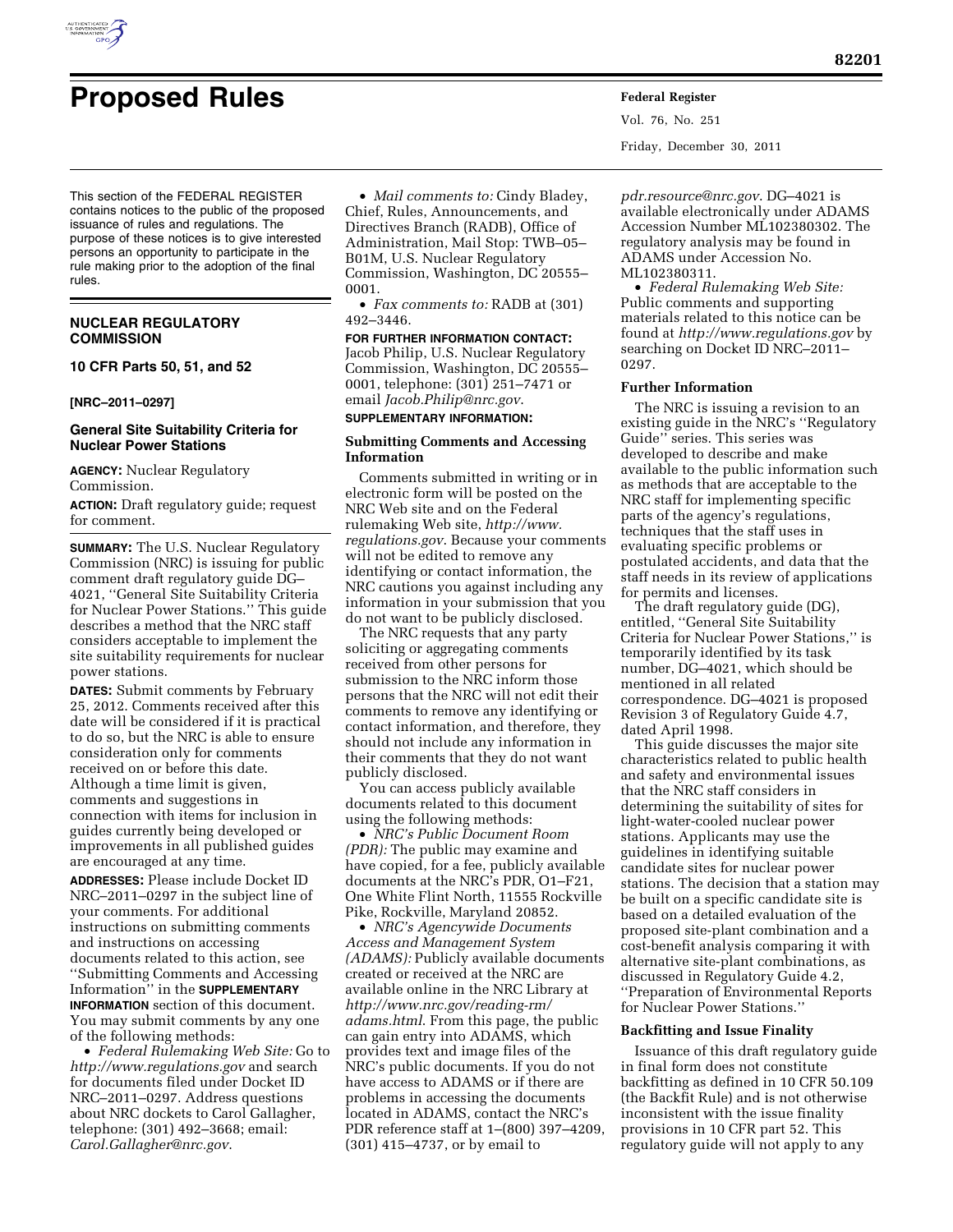# Proposed Rules

This section of the FEDERAL REGISTER contains notices to the public of the proposed issuance of rules and regulations. The purpose of these notices is to give interested persons an opportunity to participate in the rule making prior to the adoption of the final rules.

## NUCLEAR REGULATORY COMMISSION

### 10 CFR Parts 50, 51, and 52

**[NRC–2011–0297]**

### General Site Suitability Criteria for Nuclear Power Stations

**AGENCY:** Nuclear Regulatory Commission.

**ACTION:** Draft regulatory guide; request for comment.

**SUMMARY:** The U.S. Nuclear Regulatory Commission (NRC) is issuing for public comment draft regulatory guide DG–4021, ''General Site Suitability Criteria for Nuclear Power Stations.'' This guide describes a method that the NRC staff considers acceptable to implement the site suitability requirements for nuclear power stations.

**DATES:** Submit comments by February 25, 2012. Comments received after this date will be considered if it is practical to do so, but the NRC is able to ensure consideration only for comments received on or before this date. Although a time limit is given, comments and suggestions in connection with items for inclusion in guides currently being developed or improvements in all published guides are encouraged at any time.

**ADDRESSES:** Please include Docket ID NRC–2011–0297 in the subject line of your comments. For additional instructions on submitting comments and instructions on accessing documents related to this action, see ''Submitting Comments and Accessing Information'' in the **SUPPLEMENTARY INFORMATION** section of this document. You may submit comments by any one of the following methods:

- *Federal Rulemaking Web Site:* Go to *http://www.regulations.gov* and search for documents filed under Docket ID NRC–2011–0297. Address questions about NRC dockets to Carol Gallagher, telephone: (301) 492–3668; email: *Carol.Gallagher@nrc.gov*.
- *Mail comments to:* Cindy Bladey, Chief, Rules, Announcements, and Directives Branch (RADB), Office of Administration, Mail Stop: TWB–05–B01M, U.S. Nuclear Regulatory Commission, Washington, DC 20555–0001.
- *Fax comments to:* RADB at (301) 492–3446.

**FOR FURTHER INFORMATION CONTACT:** Jacob Philip, U.S. Nuclear Regulatory Commission, Washington, DC 20555–0001, telephone: (301) 251–7471 or email *Jacob.Philip@nrc.gov*.

**SUPPLEMENTARY INFORMATION:**

### Submitting Comments and Accessing Information

Comments submitted in writing or in electronic form will be posted on the NRC Web site and on the Federal rulemaking Web site, *http://www.regulations.gov*. Because your comments will not be edited to remove any identifying or contact information, the NRC cautions you against including any information in your submission that you do not want to be publicly disclosed.

The NRC requests that any party soliciting or aggregating comments received from other persons for submission to the NRC inform those persons that the NRC will not edit their comments to remove any identifying or contact information, and therefore, they should not include any information in their comments that they do not want publicly disclosed.

You can access publicly available documents related to this document using the following methods:

- *NRC's Public Document Room (PDR):* The public may examine and have copied, for a fee, publicly available documents at the NRC's PDR, O1–F21, One White Flint North, 11555 Rockville Pike, Rockville, Maryland 20852.
- *NRC's Agencywide Documents Access and Management System (ADAMS):* Publicly available documents created or received at the NRC are available online in the NRC Library at *http://www.nrc.gov/reading-rm/adams.html*. From this page, the public can gain entry into ADAMS, which provides text and image files of the NRC's public documents. If you do not have access to ADAMS or if there are problems in accessing the documents located in ADAMS, contact the NRC's PDR reference staff at 1–(800) 397–4209, (301) 415–4737, or by email to *pdr.resource@nrc.gov*. DG–4021 is available electronically under ADAMS Accession Number ML102380302. The regulatory analysis may be found in ADAMS under Accession No. ML102380311.
- *Federal Rulemaking Web Site:* Public comments and supporting materials related to this notice can be found at *http://www.regulations.gov* by searching on Docket ID NRC–2011–0297.

### Further Information

The NRC is issuing a revision to an existing guide in the NRC's ''Regulatory Guide'' series. This series was developed to describe and make available to the public information such as methods that are acceptable to the NRC staff for implementing specific parts of the agency's regulations, techniques that the staff uses in evaluating specific problems or postulated accidents, and data that the staff needs in its review of applications for permits and licenses.

The draft regulatory guide (DG), entitled, ''General Site Suitability Criteria for Nuclear Power Stations,'' is temporarily identified by its task number, DG–4021, which should be mentioned in all related correspondence. DG–4021 is proposed Revision 3 of Regulatory Guide 4.7, dated April 1998.

This guide discusses the major site characteristics related to public health and safety and environmental issues that the NRC staff considers in determining the suitability of sites for light-water-cooled nuclear power stations. Applicants may use the guidelines in identifying suitable candidate sites for nuclear power stations. The decision that a station may be built on a specific candidate site is based on a detailed evaluation of the proposed site-plant combination and a cost-benefit analysis comparing it with alternative site-plant combinations, as discussed in Regulatory Guide 4.2, ''Preparation of Environmental Reports for Nuclear Power Stations.''

### Backfitting and Issue Finality

Issuance of this draft regulatory guide in final form does not constitute backfitting as defined in 10 CFR 50.109 (the Backfit Rule) and is not otherwise inconsistent with the issue finality provisions in 10 CFR part 52. This regulatory guide will not apply to any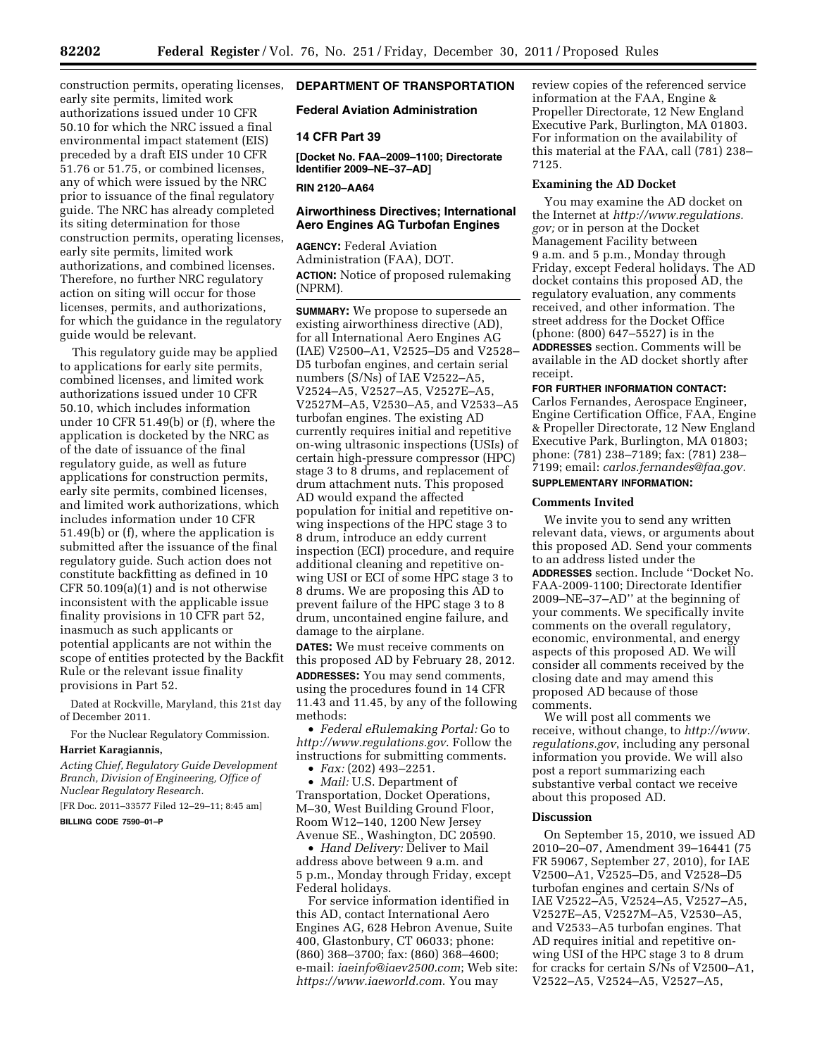construction permits, operating licenses, early site permits, limited work authorizations issued under 10 CFR 50.10 for which the NRC issued a final environmental impact statement (EIS) preceded by a draft EIS under 10 CFR 51.76 or 51.75, or combined licenses, any of which were issued by the NRC prior to issuance of the final regulatory guide. The NRC has already completed its siting determination for those construction permits, operating licenses, early site permits, limited work authorizations, and combined licenses. Therefore, no further NRC regulatory action on siting will occur for those licenses, permits, and authorizations, for which the guidance in the regulatory guide would be relevant.

This regulatory guide may be applied to applications for early site permits, combined licenses, and limited work authorizations issued under 10 CFR 50.10, which includes information under 10 CFR 51.49(b) or (f), where the application is docketed by the NRC as of the date of issuance of the final regulatory guide, as well as future applications for construction permits, early site permits, combined licenses, and limited work authorizations, which includes information under 10 CFR 51.49(b) or (f), where the application is submitted after the issuance of the final regulatory guide. Such action does not constitute backfitting as defined in 10 CFR 50.109(a)(1) and is not otherwise inconsistent with the applicable issue finality provisions in 10 CFR part 52, inasmuch as such applicants or potential applicants are not within the scope of entities protected by the Backfit Rule or the relevant issue finality provisions in Part 52.

Dated at Rockville, Maryland, this 21st day of December 2011.

For the Nuclear Regulatory Commission.

**Harriet Karagiannis,**

*Acting Chief, Regulatory Guide Development Branch, Division of Engineering, Office of Nuclear Regulatory Research.*

[FR Doc. 2011–33577 Filed 12–29–11; 8:45 am]

**BILLING CODE 7590–01–P**

## DEPARTMENT OF TRANSPORTATION

### Federal Aviation Administration

### 14 CFR Part 39

**[Docket No. FAA–2009–1100; Directorate Identifier 2009–NE–37–AD]**

**RIN 2120–AA64**

### Airworthiness Directives; International Aero Engines AG Turbofan Engines

**AGENCY:** Federal Aviation Administration (FAA), DOT.

**ACTION:** Notice of proposed rulemaking (NPRM).

**SUMMARY:** We propose to supersede an existing airworthiness directive (AD), for all International Aero Engines AG (IAE) V2500–A1, V2525–D5 and V2528–D5 turbofan engines, and certain serial numbers (S/Ns) of IAE V2522–A5, V2524–A5, V2527–A5, V2527E–A5, V2527M–A5, V2530–A5, and V2533–A5 turbofan engines. The existing AD currently requires initial and repetitive on-wing ultrasonic inspections (USIs) of certain high-pressure compressor (HPC) stage 3 to 8 drums, and replacement of drum attachment nuts. This proposed AD would expand the affected population for initial and repetitive on-wing inspections of the HPC stage 3 to 8 drum, introduce an eddy current inspection (ECI) procedure, and require additional cleaning and repetitive on-wing USI or ECI of some HPC stage 3 to 8 drums. We are proposing this AD to prevent failure of the HPC stage 3 to 8 drum, uncontained engine failure, and damage to the airplane.

**DATES:** We must receive comments on this proposed AD by February 28, 2012.

**ADDRESSES:** You may send comments, using the procedures found in 14 CFR 11.43 and 11.45, by any of the following methods:

- *Federal eRulemaking Portal:* Go to *http://www.regulations.gov*. Follow the instructions for submitting comments.
- *Fax:* (202) 493–2251.
- *Mail:* U.S. Department of Transportation, Docket Operations, M–30, West Building Ground Floor, Room W12–140, 1200 New Jersey Avenue SE., Washington, DC 20590.
- *Hand Delivery:* Deliver to Mail address above between 9 a.m. and 5 p.m., Monday through Friday, except Federal holidays.

For service information identified in this AD, contact International Aero Engines AG, 628 Hebron Avenue, Suite 400, Glastonbury, CT 06033; phone: (860) 368–3700; fax: (860) 368–4600; e-mail: *iaeinfo@iaev2500.com*; Web site: *https://www.iaeworld.com*. You may review copies of the referenced service information at the FAA, Engine & Propeller Directorate, 12 New England Executive Park, Burlington, MA 01803. For information on the availability of this material at the FAA, call (781) 238–7125.

#### Examining the AD Docket

You may examine the AD docket on the Internet at *http://www.regulations.gov;* or in person at the Docket Management Facility between 9 a.m. and 5 p.m., Monday through Friday, except Federal holidays. The AD docket contains this proposed AD, the regulatory evaluation, any comments received, and other information. The street address for the Docket Office (phone: (800) 647–5527) is in the **ADDRESSES** section. Comments will be available in the AD docket shortly after receipt.

**FOR FURTHER INFORMATION CONTACT:** Carlos Fernandes, Aerospace Engineer, Engine Certification Office, FAA, Engine & Propeller Directorate, 12 New England Executive Park, Burlington, MA 01803; phone: (781) 238–7189; fax: (781) 238–7199; email: *carlos.fernandes@faa.gov*.

**SUPPLEMENTARY INFORMATION:**

#### Comments Invited

We invite you to send any written relevant data, views, or arguments about this proposed AD. Send your comments to an address listed under the **ADDRESSES** section. Include ''Docket No. FAA-2009-1100; Directorate Identifier 2009–NE–37–AD'' at the beginning of your comments. We specifically invite comments on the overall regulatory, economic, environmental, and energy aspects of this proposed AD. We will consider all comments received by the closing date and may amend this proposed AD because of those comments.

We will post all comments we receive, without change, to *http://www.regulations.gov*, including any personal information you provide. We will also post a report summarizing each substantive verbal contact we receive about this proposed AD.

#### Discussion

On September 15, 2010, we issued AD 2010–20–07, Amendment 39–16441 (75 FR 59067, September 27, 2010), for IAE V2500–A1, V2525–D5, and V2528–D5 turbofan engines and certain S/Ns of IAE V2522–A5, V2524–A5, V2527–A5, V2527E–A5, V2527M–A5, V2530–A5, and V2533–A5 turbofan engines. That AD requires initial and repetitive on-wing USI of the HPC stage 3 to 8 drum for cracks for certain S/Ns of V2500–A1, V2522–A5, V2524–A5, V2527–A5,